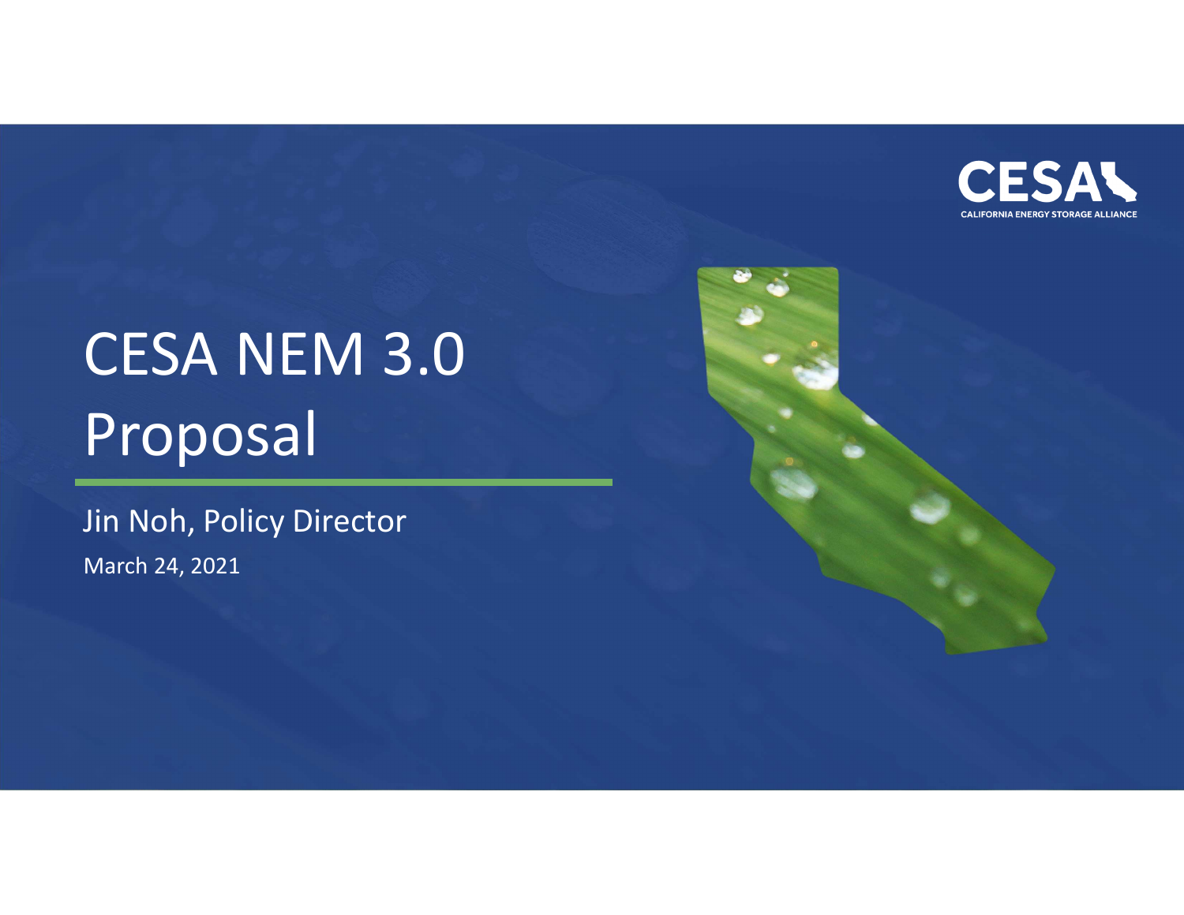# CESA NEM 3.0 Proposal

Jin Noh, Policy Director

March 24, 2021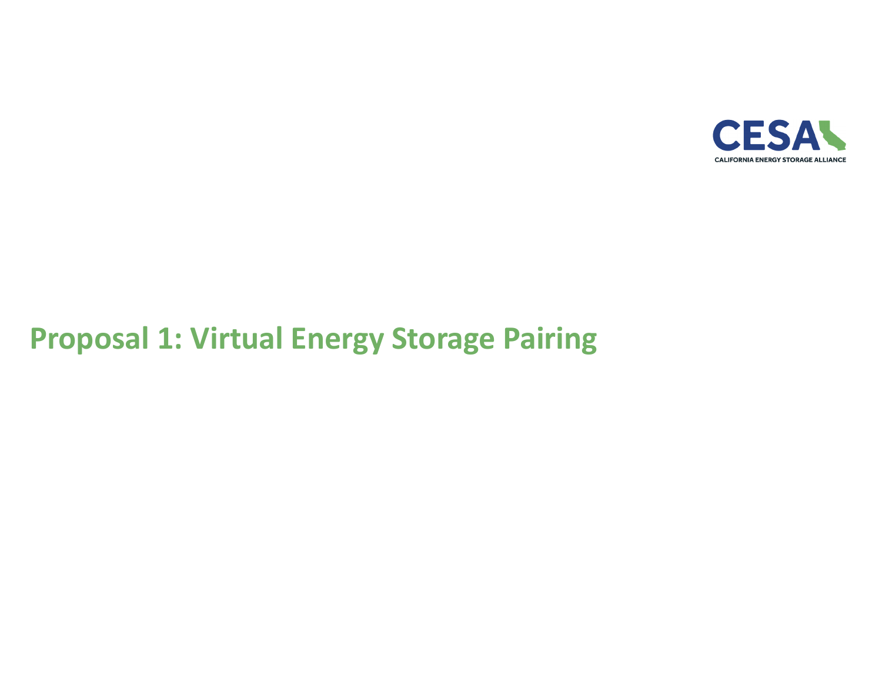# Proposal 1: Virtual Energy Storage Pairing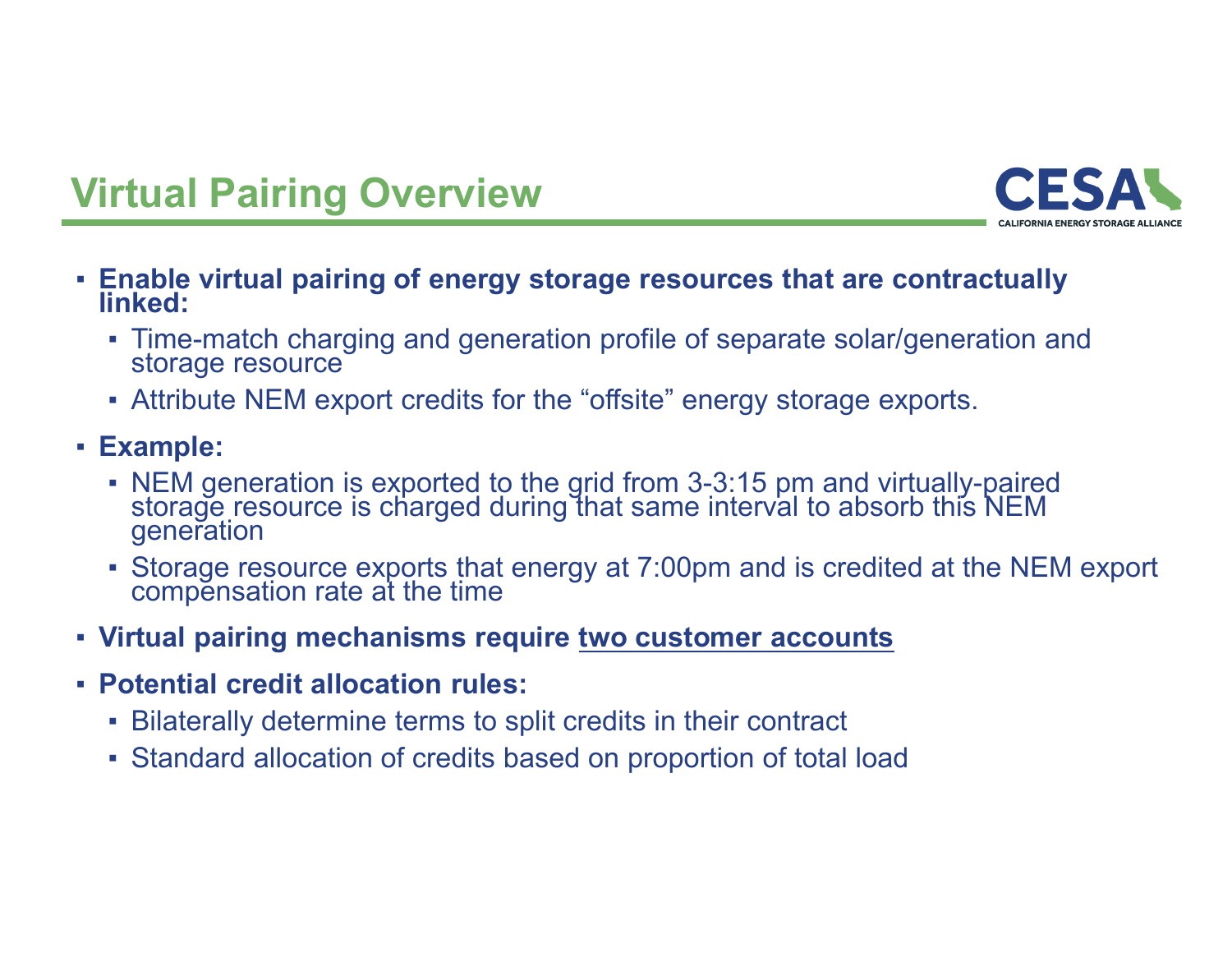# Virtual Pairing Overview

- **Enable virtual pairing of energy storage resources that are contractually linked:**
  - Time-match charging and generation profile of separate solar/generation and storage resource
  - Attribute NEM export credits for the "offsite" energy storage exports.
- **Example:**
  - NEM generation is exported to the grid from 3-3:15 pm and virtually-paired storage resource is charged during that same interval to absorb this NEM generation
  - Storage resource exports that energy at 7:00pm and is credited at the NEM export compensation rate at the time
- **Virtual pairing mechanisms require <u>two customer accounts</u>**
- **Potential credit allocation rules:**
  - Bilaterally determine terms to split credits in their contract
  - Standard allocation of credits based on proportion of total load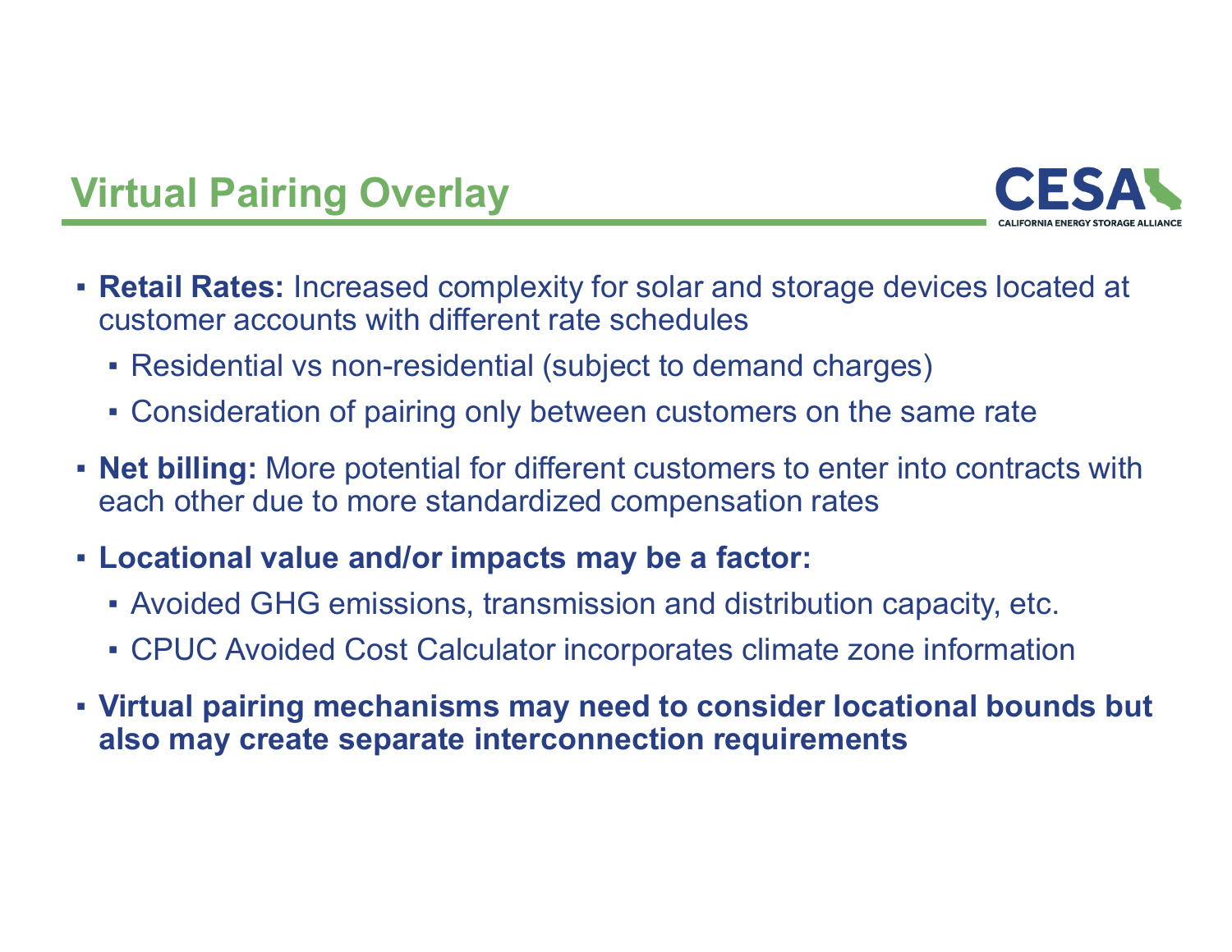## Virtual Pairing Overlay

- **Retail Rates:** Increased complexity for solar and storage devices located at customer accounts with different rate schedules
  - Residential vs non-residential (subject to demand charges)
  - Consideration of pairing only between customers on the same rate
- **Net billing:** More potential for different customers to enter into contracts with each other due to more standardized compensation rates
- **Locational value and/or impacts may be a factor:**
  - Avoided GHG emissions, transmission and distribution capacity, etc.
  - CPUC Avoided Cost Calculator incorporates climate zone information
- **Virtual pairing mechanisms may need to consider locational bounds but also may create separate interconnection requirements**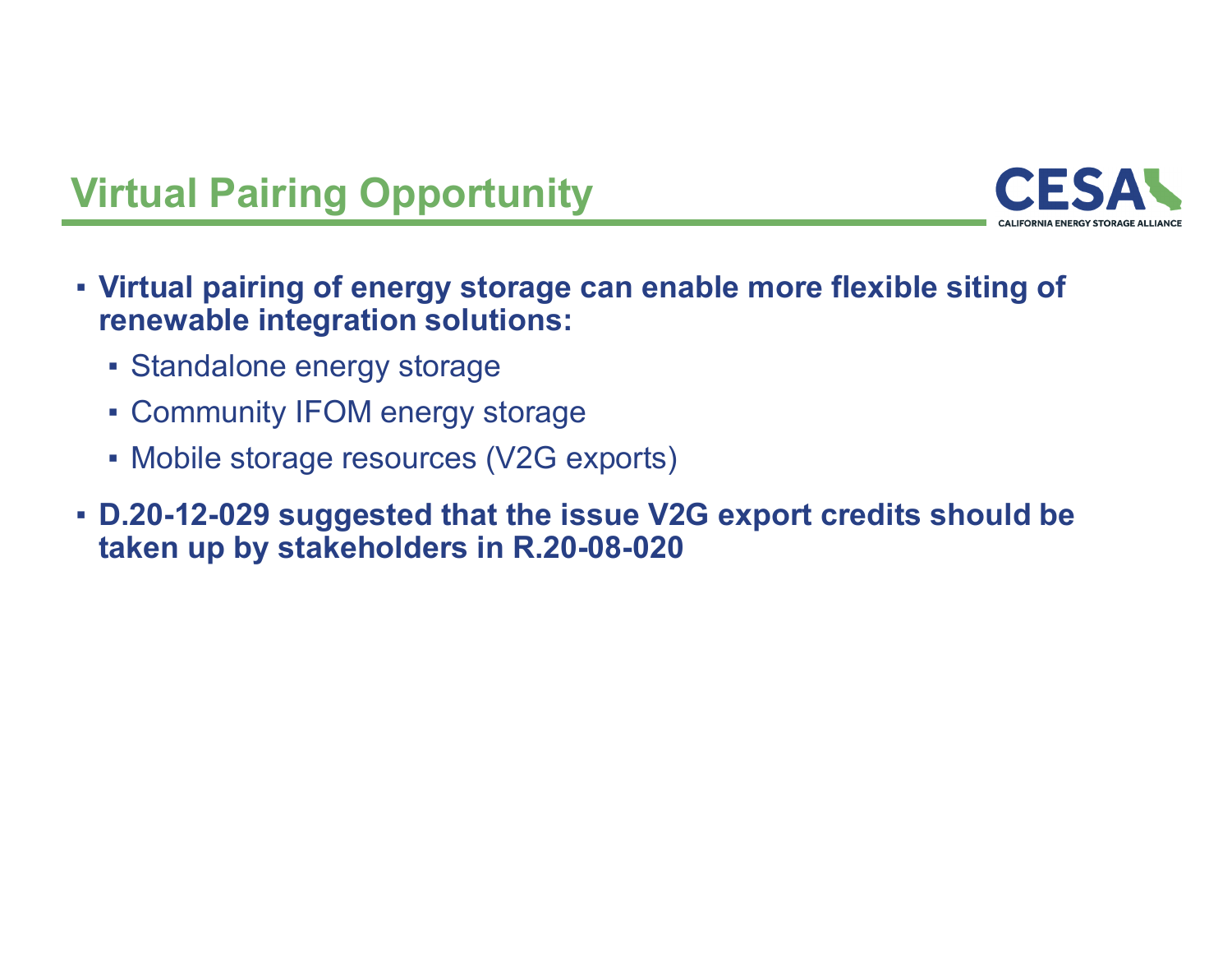# Virtual Pairing Opportunity

- **Virtual pairing of energy storage can enable more flexible siting of renewable integration solutions:**
  - Standalone energy storage
  - Community IFOM energy storage
  - Mobile storage resources (V2G exports)
- **D.20-12-029 suggested that the issue V2G export credits should be taken up by stakeholders in R.20-08-020**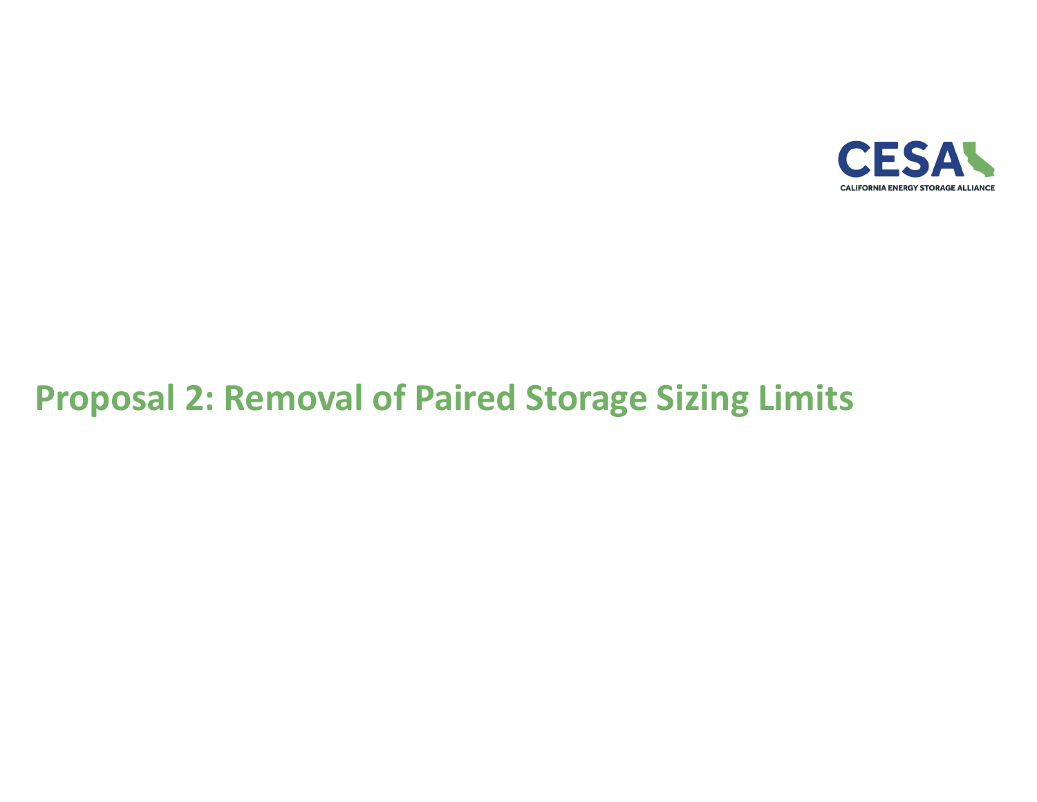CESA

CALIFORNIA ENERGY STORAGE ALLIANCE

# Proposal 2: Removal of Paired Storage Sizing Limits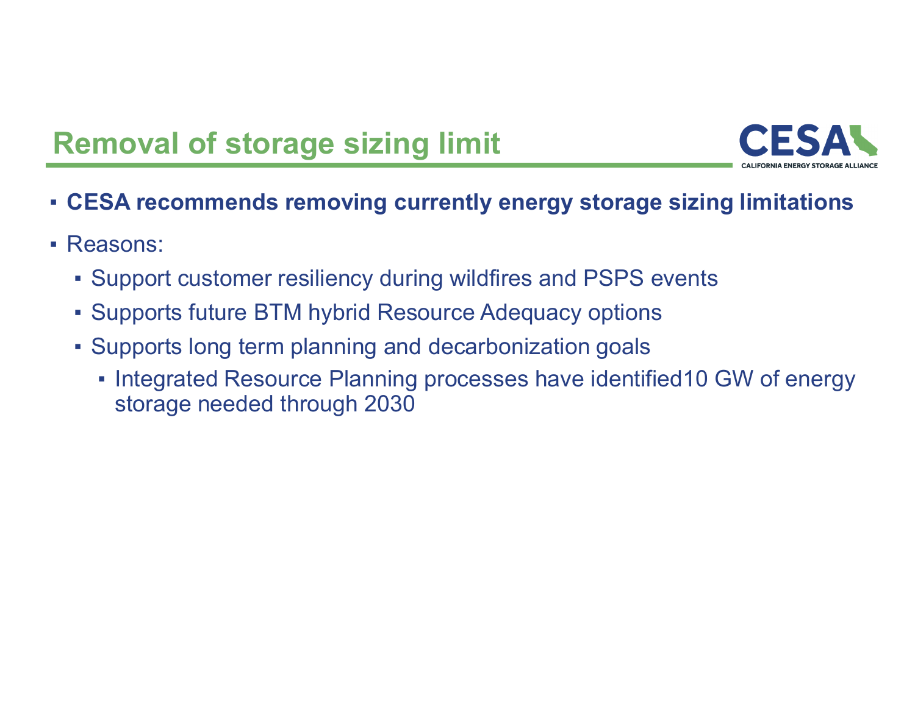# Removal of storage sizing limit

- **CESA recommends removing currently energy storage sizing limitations**
- Reasons:
  - Support customer resiliency during wildfires and PSPS events
  - Supports future BTM hybrid Resource Adequacy options
  - Supports long term planning and decarbonization goals
    - Integrated Resource Planning processes have identified10 GW of energy storage needed through 2030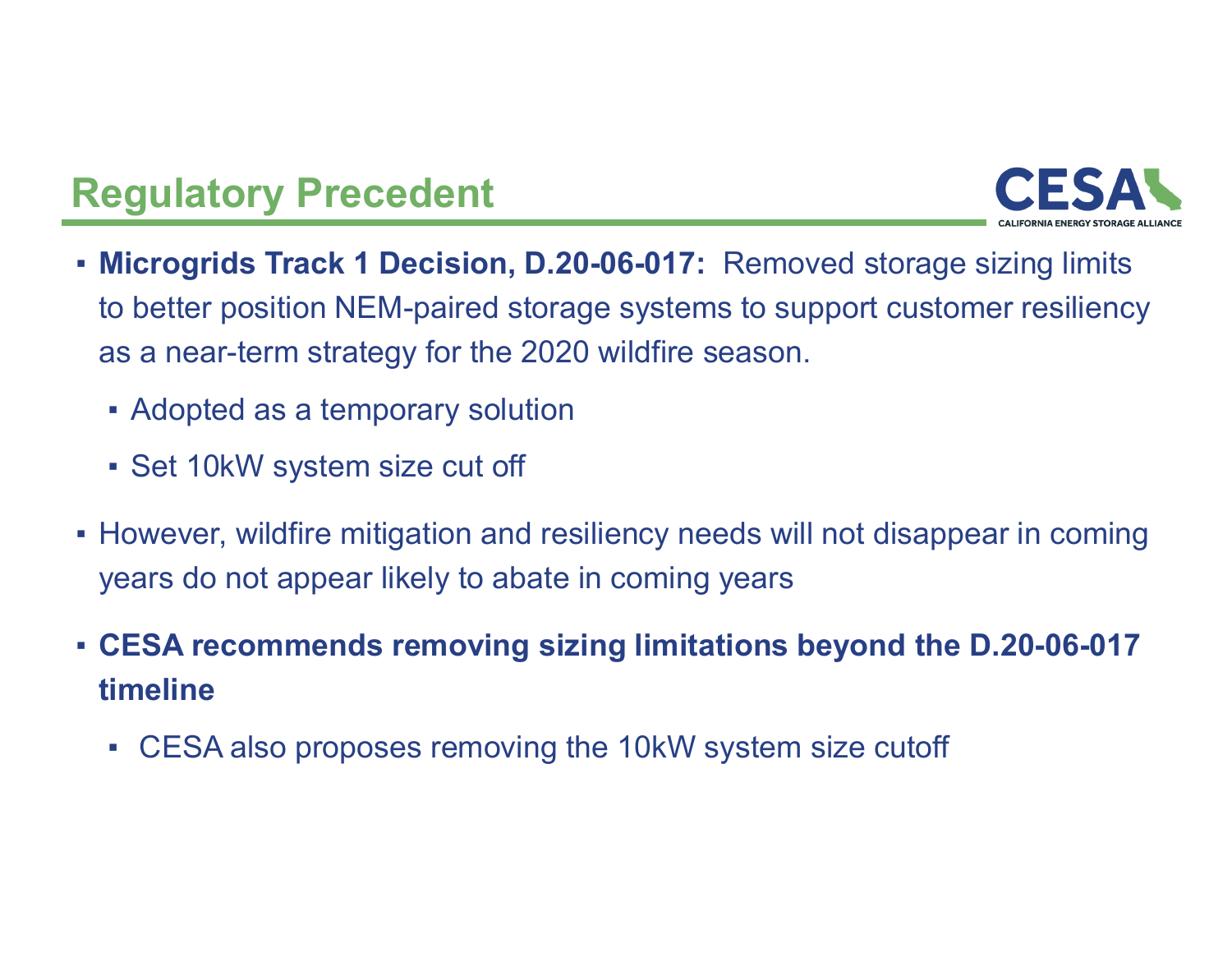## Regulatory Precedent

CESA
CALIFORNIA ENERGY STORAGE ALLIANCE

- **Microgrids Track 1 Decision, D.20-06-017:** Removed storage sizing limits to better position NEM-paired storage systems to support customer resiliency as a near-term strategy for the 2020 wildfire season.
  - Adopted as a temporary solution
  - Set 10kW system size cut off
- However, wildfire mitigation and resiliency needs will not disappear in coming years do not appear likely to abate in coming years
- **CESA recommends removing sizing limitations beyond the D.20-06-017 timeline**
  - CESA also proposes removing the 10kW system size cutoff